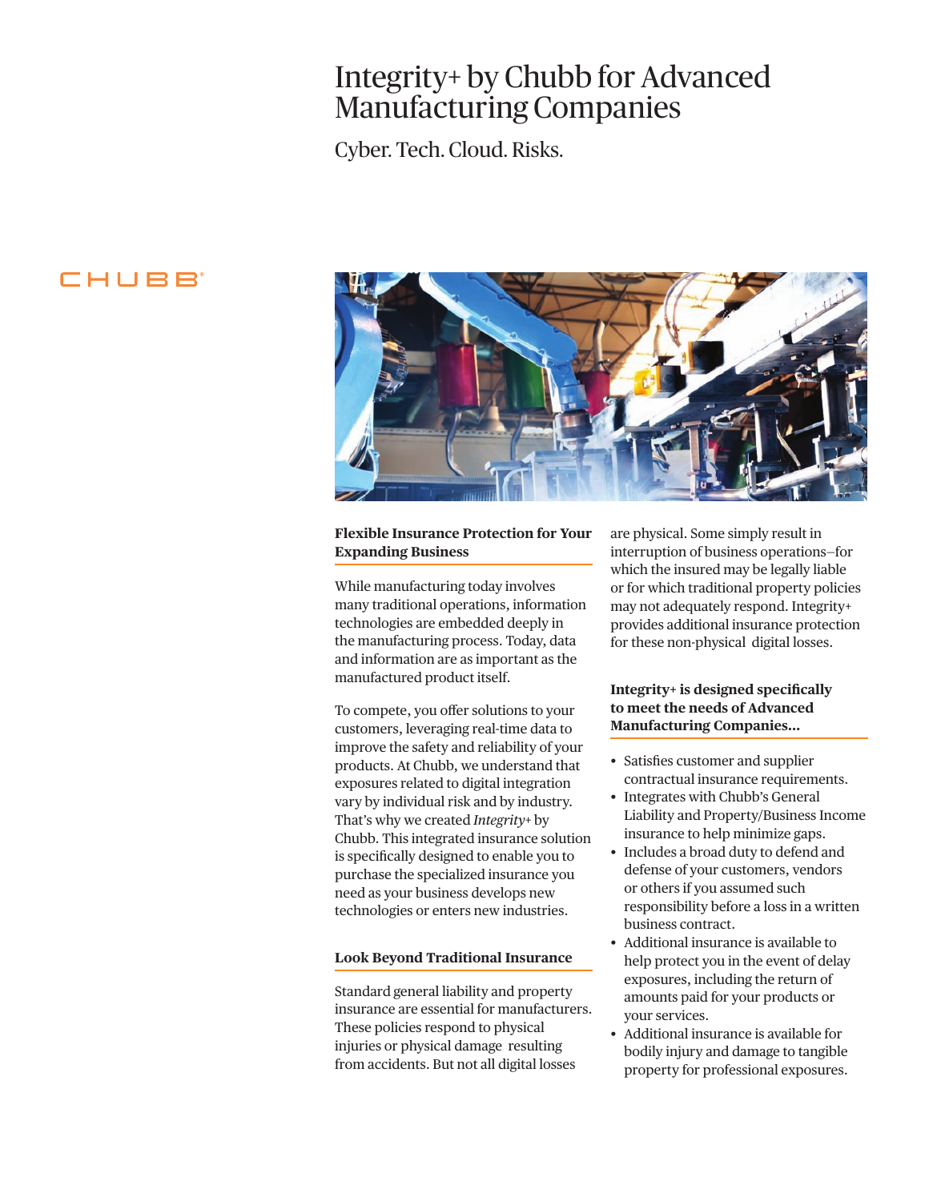# Integrity+ by Chubb for Advanced Manufacturing Companies

Cyber. Tech. Cloud. Risks.

CHUBB®

## Flexible Insurance Protection for Your Expanding Business

While manufacturing today involves many traditional operations, information technologies are embedded deeply in the manufacturing process. Today, data and information are as important as the manufactured product itself.

To compete, you offer solutions to your customers, leveraging real-time data to improve the safety and reliability of your products. At Chubb, we understand that exposures related to digital integration vary by individual risk and by industry. That's why we created *Integrity+* by Chubb. This integrated insurance solution is specifically designed to enable you to purchase the specialized insurance you need as your business develops new technologies or enters new industries.

## Look Beyond Traditional Insurance

Standard general liability and property insurance are essential for manufacturers. These policies respond to physical injuries or physical damage resulting from accidents. But not all digital losses are physical. Some simply result in interruption of business operations–for which the insured may be legally liable or for which traditional property policies may not adequately respond. Integrity+ provides additional insurance protection for these non-physical digital losses.

## Integrity+ is designed specifically to meet the needs of Advanced Manufacturing Companies...

- Satisfies customer and supplier contractual insurance requirements.
- Integrates with Chubb's General Liability and Property/Business Income insurance to help minimize gaps.
- Includes a broad duty to defend and defense of your customers, vendors or others if you assumed such responsibility before a loss in a written business contract.
- Additional insurance is available to help protect you in the event of delay exposures, including the return of amounts paid for your products or your services.
- Additional insurance is available for bodily injury and damage to tangible property for professional exposures.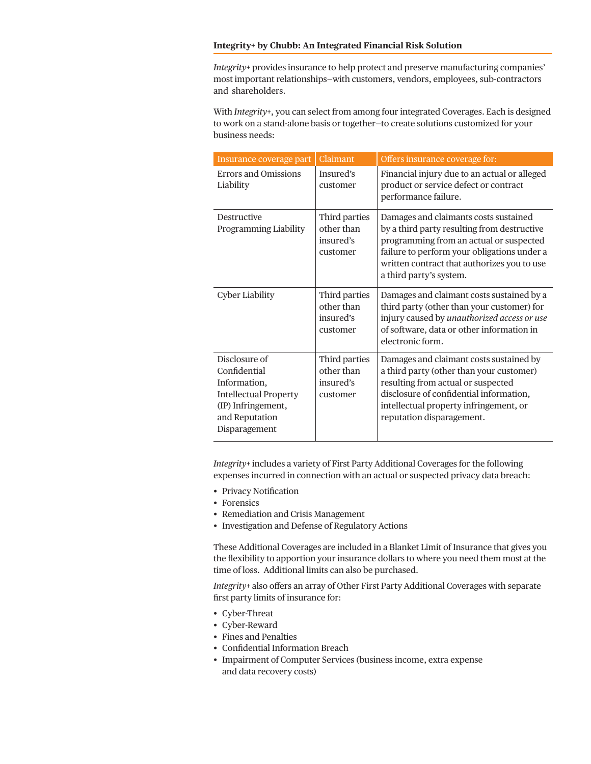**Integrity+ by Chubb: An Integrated Financial Risk Solution**

*Integrity+* provides insurance to help protect and preserve manufacturing companies' most important relationships–with customers, vendors, employees, sub-contractors and shareholders.

With *Integrity+*, you can select from among four integrated Coverages. Each is designed to work on a stand-alone basis or together–to create solutions customized for your business needs:

| Insurance coverage part | Claimant | Offers insurance coverage for: |
|---|---|---|
| Errors and Omissions Liability | Insured's customer | Financial injury due to an actual or alleged product or service defect or contract performance failure. |
| Destructive Programming Liability | Third parties other than insured's customer | Damages and claimants costs sustained by a third party resulting from destructive programming from an actual or suspected failure to perform your obligations under a written contract that authorizes you to use a third party's system. |
| Cyber Liability | Third parties other than insured's customer | Damages and claimant costs sustained by a third party (other than your customer) for injury caused by *unauthorized access or use* of software, data or other information in electronic form. |
| Disclosure of Confidential Information, Intellectual Property (IP) Infringement, and Reputation Disparagement | Third parties other than insured's customer | Damages and claimant costs sustained by a third party (other than your customer) resulting from actual or suspected disclosure of confidential information, intellectual property infringement, or reputation disparagement. |

*Integrity+* includes a variety of First Party Additional Coverages for the following expenses incurred in connection with an actual or suspected privacy data breach:

- Privacy Notification
- Forensics
- Remediation and Crisis Management
- Investigation and Defense of Regulatory Actions

These Additional Coverages are included in a Blanket Limit of Insurance that gives you the flexibility to apportion your insurance dollars to where you need them most at the time of loss. Additional limits can also be purchased.

*Integrity+* also offers an array of Other First Party Additional Coverages with separate first party limits of insurance for:

- Cyber-Threat
- Cyber-Reward
- Fines and Penalties
- Confidential Information Breach
- Impairment of Computer Services (business income, extra expense and data recovery costs)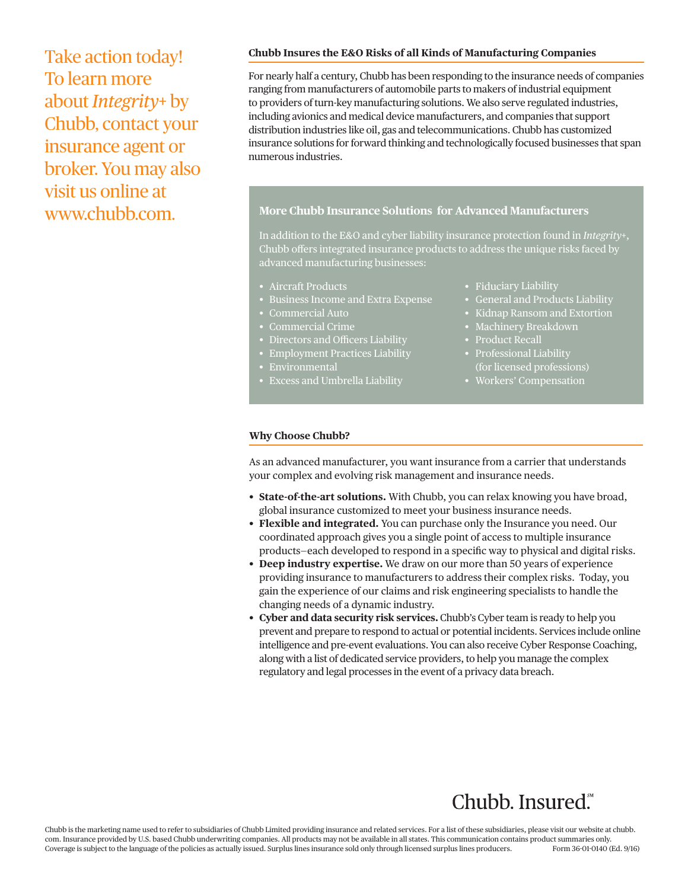Take action today! To learn more about *Integrity+* by Chubb, contact your insurance agent or broker. You may also visit us online at www.chubb.com.

## Chubb Insures the E&O Risks of all Kinds of Manufacturing Companies

For nearly half a century, Chubb has been responding to the insurance needs of companies ranging from manufacturers of automobile parts to makers of industrial equipment to providers of turn-key manufacturing solutions. We also serve regulated industries, including avionics and medical device manufacturers, and companies that support distribution industries like oil, gas and telecommunications. Chubb has customized insurance solutions for forward thinking and technologically focused businesses that span numerous industries.

### More Chubb Insurance Solutions for Advanced Manufacturers

In addition to the E&O and cyber liability insurance protection found in *Integrity+*, Chubb offers integrated insurance products to address the unique risks faced by advanced manufacturing businesses:

- Aircraft Products
- Business Income and Extra Expense
- Commercial Auto
- Commercial Crime
- Directors and Officers Liability
- Employment Practices Liability
- Environmental
- Excess and Umbrella Liability
- Fiduciary Liability
- General and Products Liability
- Kidnap Ransom and Extortion
- Machinery Breakdown
- Product Recall
- Professional Liability (for licensed professions)
- Workers' Compensation

## Why Choose Chubb?

As an advanced manufacturer, you want insurance from a carrier that understands your complex and evolving risk management and insurance needs.

- **State-of-the-art solutions.** With Chubb, you can relax knowing you have broad, global insurance customized to meet your business insurance needs.
- **Flexible and integrated.** You can purchase only the Insurance you need. Our coordinated approach gives you a single point of access to multiple insurance products–each developed to respond in a specific way to physical and digital risks.
- **Deep industry expertise.** We draw on our more than 50 years of experience providing insurance to manufacturers to address their complex risks. Today, you gain the experience of our claims and risk engineering specialists to handle the changing needs of a dynamic industry.
- **Cyber and data security risk services.** Chubb's Cyber team is ready to help you prevent and prepare to respond to actual or potential incidents. Services include online intelligence and pre-event evaluations. You can also receive Cyber Response Coaching, along with a list of dedicated service providers, to help you manage the complex regulatory and legal processes in the event of a privacy data breach.

Chubb. Insured.℠

Chubb is the marketing name used to refer to subsidiaries of Chubb Limited providing insurance and related services. For a list of these subsidiaries, please visit our website at chubb.com. Insurance provided by U.S. based Chubb underwriting companies. All products may not be available in all states. This communication contains product summaries only. Coverage is subject to the language of the policies as actually issued. Surplus lines insurance sold only through licensed surplus lines producers. Form 36-01-0140 (Ed. 9/16)